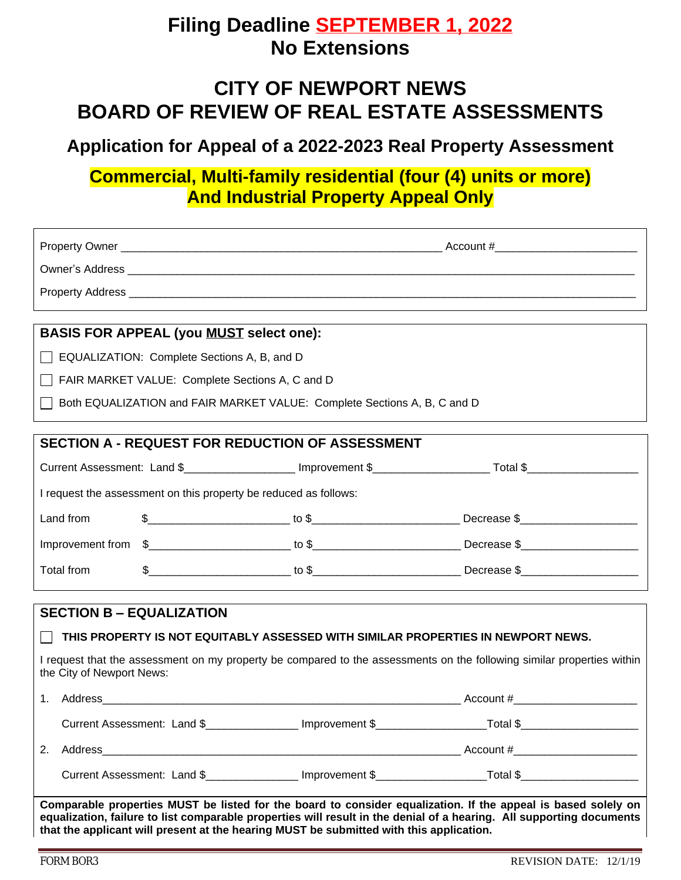# Filing Deadline SEPTEMBER 1, 2022
# No Extensions

# CITY OF NEWPORT NEWS
# BOARD OF REVIEW OF REAL ESTATE ASSESSMENTS

## Application for Appeal of a 2022-2023 Real Property Assessment

## Commercial, Multi-family residential (four (4) units or more) And Industrial Property Appeal Only

Property Owner ______________________________________________________ Account #______________________

Owner's Address ________________________________________________________________________________

Property Address ________________________________________________________________________________

**BASIS FOR APPEAL (you MUST select one):**

☐ EQUALIZATION: Complete Sections A, B, and D

☐ FAIR MARKET VALUE: Complete Sections A, C and D

☐ Both EQUALIZATION and FAIR MARKET VALUE: Complete Sections A, B, C and D

**SECTION A - REQUEST FOR REDUCTION OF ASSESSMENT**

Current Assessment: Land $_________________ Improvement $__________________ Total $__________________

I request the assessment on this property be reduced as follows:

Land from $______________________ to $_______________________ Decrease $__________________

Improvement from $______________________ to $_______________________ Decrease $__________________

Total from $______________________ to $_______________________ Decrease $__________________

**SECTION B – EQUALIZATION**

☐ **THIS PROPERTY IS NOT EQUITABLY ASSESSED WITH SIMILAR PROPERTIES IN NEWPORT NEWS.**

I request that the assessment on my property be compared to the assessments on the following similar properties within the City of Newport News:

1. Address__________________________________________________________ Account #___________________

   Current Assessment: Land $______________ Improvement $________________Total $__________________

2. Address__________________________________________________________ Account #___________________

   Current Assessment: Land $______________ Improvement $________________Total $__________________

**Comparable properties MUST be listed for the board to consider equalization. If the appeal is based solely on equalization, failure to list comparable properties will result in the denial of a hearing. All supporting documents that the applicant will present at the hearing MUST be submitted with this application.**

FORM BOR3 REVISION DATE: 12/1/19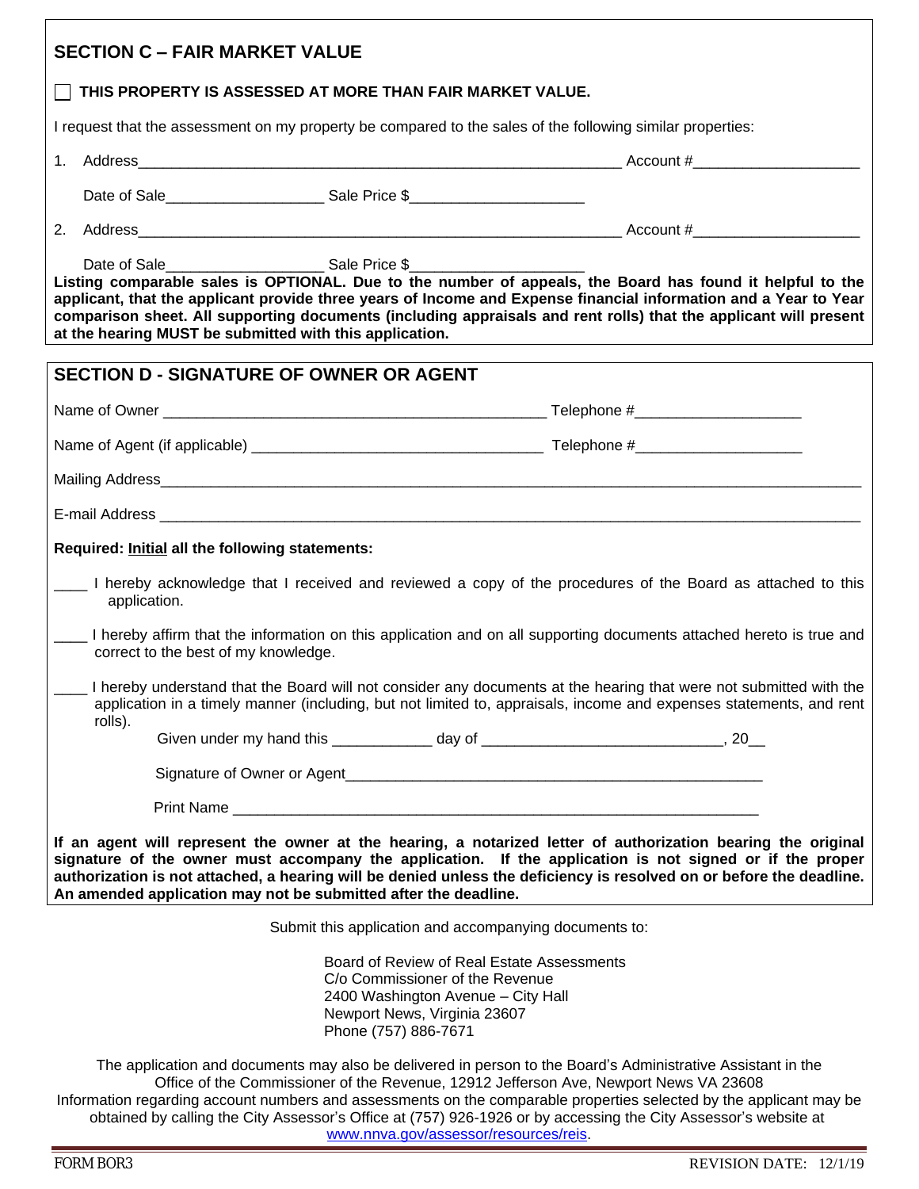## SECTION C – FAIR MARKET VALUE

☐ **THIS PROPERTY IS ASSESSED AT MORE THAN FAIR MARKET VALUE.**

I request that the assessment on my property be compared to the sales of the following similar properties:

1. Address_____________________________________________________________ Account #____________________

   Date of Sale___________________ Sale Price $_____________________

2. Address_____________________________________________________________ Account #____________________

   Date of Sale___________________ Sale Price $_____________________

**Listing comparable sales is OPTIONAL. Due to the number of appeals, the Board has found it helpful to the applicant, that the applicant provide three years of Income and Expense financial information and a Year to Year comparison sheet. All supporting documents (including appraisals and rent rolls) that the applicant will present at the hearing MUST be submitted with this application.**

## SECTION D - SIGNATURE OF OWNER OR AGENT

Name of Owner ________________________________________________ Telephone #____________________

Name of Agent (if applicable) ____________________________________ Telephone #____________________

Mailing Address______________________________________________________________________________

E-mail Address ______________________________________________________________________________

**Required: Initial all the following statements:**

____ I hereby acknowledge that I received and reviewed a copy of the procedures of the Board as attached to this application.

____ I hereby affirm that the information on this application and on all supporting documents attached hereto is true and correct to the best of my knowledge.

____ I hereby understand that the Board will not consider any documents at the hearing that were not submitted with the application in a timely manner (including, but not limited to, appraisals, income and expenses statements, and rent rolls).

Given under my hand this ____________ day of _____________________________, 20__

Signature of Owner or Agent_____________________________________________________

Print Name _________________________________________________________________

**If an agent will represent the owner at the hearing, a notarized letter of authorization bearing the original signature of the owner must accompany the application. If the application is not signed or if the proper authorization is not attached, a hearing will be denied unless the deficiency is resolved on or before the deadline. An amended application may not be submitted after the deadline.**

Submit this application and accompanying documents to:

Board of Review of Real Estate Assessments
C/o Commissioner of the Revenue
2400 Washington Avenue – City Hall
Newport News, Virginia 23607
Phone (757) 886-7671

The application and documents may also be delivered in person to the Board's Administrative Assistant in the Office of the Commissioner of the Revenue, 12912 Jefferson Ave, Newport News VA 23608
Information regarding account numbers and assessments on the comparable properties selected by the applicant may be obtained by calling the City Assessor's Office at (757) 926-1926 or by accessing the City Assessor's website at www.nnva.gov/assessor/resources/reis.

FORM BOR3 REVISION DATE: 12/1/19